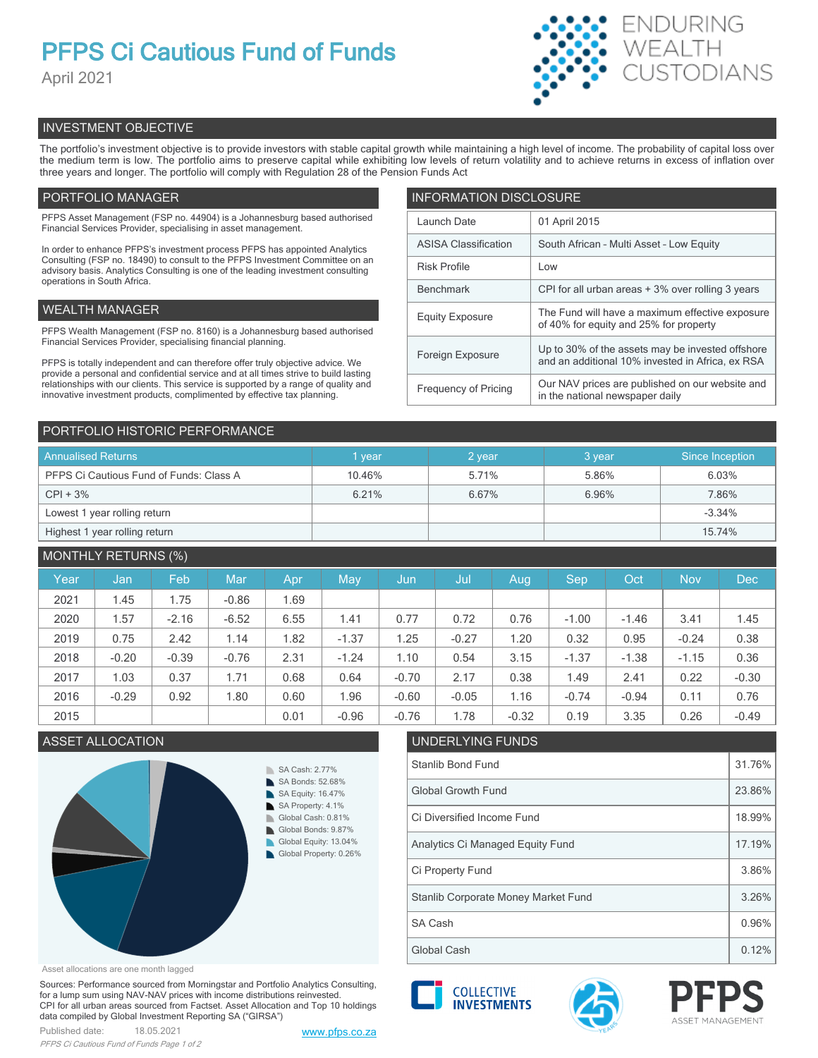# PFPS Ci Cautious Fund of Funds

April 2021

ENDURING WEALTH CUSTODIANS

## INVESTMENT OBJECTIVE

The portfolio's investment objective is to provide investors with stable capital growth while maintaining a high level of income. The probability of capital loss over the medium term is low. The portfolio aims to preserve capital while exhibiting low levels of return volatility and to achieve returns in excess of inflation over three years and longer. The portfolio will comply with Regulation 28 of the Pension Funds Act

## PORTFOLIO MANAGER

PFPS Asset Management (FSP no. 44904) is a Johannesburg based authorised Financial Services Provider, specialising in asset management.

In order to enhance PFPS's investment process PFPS has appointed Analytics Consulting (FSP no. 18490) to consult to the PFPS Investment Committee on an advisory basis. Analytics Consulting is one of the leading investment consulting operations in South Africa.

## WEALTH MANAGER

PFPS Wealth Management (FSP no. 8160) is a Johannesburg based authorised Financial Services Provider, specialising financial planning.

PFPS is totally independent and can therefore offer truly objective advice. We provide a personal and confidential service and at all times strive to build lasting relationships with our clients. This service is supported by a range of quality and innovative investment products, complimented by effective tax planning.

## INFORMATION DISCLOSURE

| | |
|---|---|
| Launch Date | 01 April 2015 |
| ASISA Classification | South African - Multi Asset - Low Equity |
| Risk Profile | Low |
| Benchmark | CPI for all urban areas + 3% over rolling 3 years |
| Equity Exposure | The Fund will have a maximum effective exposure of 40% for equity and 25% for property |
| Foreign Exposure | Up to 30% of the assets may be invested offshore and an additional 10% invested in Africa, ex RSA |
| Frequency of Pricing | Our NAV prices are published on our website and in the national newspaper daily |

## PORTFOLIO HISTORIC PERFORMANCE

| Annualised Returns | 1 year | 2 year | 3 year | Since Inception |
|---|---|---|---|---|
| PFPS Ci Cautious Fund of Funds: Class A | 10.46% | 5.71% | 5.86% | 6.03% |
| CPI + 3% | 6.21% | 6.67% | 6.96% | 7.86% |
| Lowest 1 year rolling return | | | | -3.34% |
| Highest 1 year rolling return | | | | 15.74% |

## MONTHLY RETURNS (%)

| Year | Jan | Feb | Mar | Apr | May | Jun | Jul | Aug | Sep | Oct | Nov | Dec |
|---|---|---|---|---|---|---|---|---|---|---|---|---|
| 2021 | 1.45 | 1.75 | -0.86 | 1.69 | | | | | | | | |
| 2020 | 1.57 | -2.16 | -6.52 | 6.55 | 1.41 | 0.77 | 0.72 | 0.76 | -1.00 | -1.46 | 3.41 | 1.45 |
| 2019 | 0.75 | 2.42 | 1.14 | 1.82 | -1.37 | 1.25 | -0.27 | 1.20 | 0.32 | 0.95 | -0.24 | 0.38 |
| 2018 | -0.20 | -0.39 | -0.76 | 2.31 | -1.24 | 1.10 | 0.54 | 3.15 | -1.37 | -1.38 | -1.15 | 0.36 |
| 2017 | 1.03 | 0.37 | 1.71 | 0.68 | 0.64 | -0.70 | 2.17 | 0.38 | 1.49 | 2.41 | 0.22 | -0.30 |
| 2016 | -0.29 | 0.92 | 1.80 | 0.60 | 1.96 | -0.60 | -0.05 | 1.16 | -0.74 | -0.94 | 0.11 | 0.76 |
| 2015 | | | | 0.01 | -0.96 | -0.76 | 1.78 | -0.32 | 0.19 | 3.35 | 0.26 | -0.49 |

## ASSET ALLOCATION

- SA Cash: 2.77%
- SA Bonds: 52.68%
- SA Equity: 16.47%
- SA Property: 4.1%
- Global Cash: 0.81%
- Global Bonds: 9.87%
- Global Equity: 13.04%
- Global Property: 0.26%

Asset allocations are one month lagged

## UNDERLYING FUNDS

| | |
|---|---|
| Stanlib Bond Fund | 31.76% |
| Global Growth Fund | 23.86% |
| Ci Diversified Income Fund | 18.99% |
| Analytics Ci Managed Equity Fund | 17.19% |
| Ci Property Fund | 3.86% |
| Stanlib Corporate Money Market Fund | 3.26% |
| SA Cash | 0.96% |
| Global Cash | 0.12% |

Sources: Performance sourced from Morningstar and Portfolio Analytics Consulting, for a lump sum using NAV-NAV prices with income distributions reinvested. CPI for all urban areas sourced from Factset. Asset Allocation and Top 10 holdings data compiled by Global Investment Reporting SA ("GIRSA")

Published date: 18.05.2021

www.pfps.co.za

COLLECTIVE INVESTMENTS

PFPS ASSET MANAGEMENT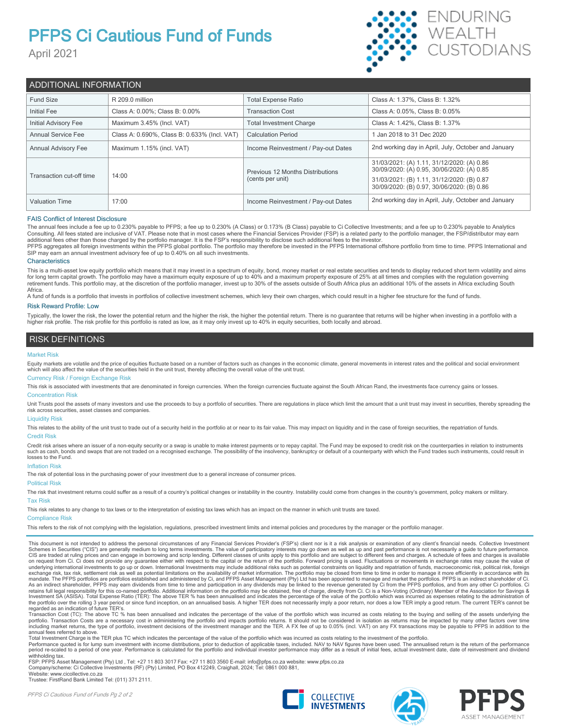# PFPS Ci Cautious Fund of Funds

April 2021

ENDURING WEALTH CUSTODIANS

## ADDITIONAL INFORMATION

| | | | |
|---|---|---|---|
| Fund Size | R 209.0 million | Total Expense Ratio | Class A: 1.37%, Class B: 1.32% |
| Initial Fee | Class A: 0.00%; Class B: 0.00% | Transaction Cost | Class A: 0.05%, Class B: 0.05% |
| Initial Advisory Fee | Maximum 3.45% (Incl. VAT) | Total Investment Charge | Class A: 1.42%, Class B: 1.37% |
| Annual Service Fee | Class A: 0.690%, Class B: 0.633% (Incl. VAT) | Calculation Period | 1 Jan 2018 to 31 Dec 2020 |
| Annual Advisory Fee | Maximum 1.15% (incl. VAT) | Income Reinvestment / Pay-out Dates | 2nd working day in April, July, October and January |
| Transaction cut-off time | 14:00 | Previous 12 Months Distributions (cents per unit) | 31/03/2021: (A) 1.11, 31/12/2020: (A) 0.86 30/09/2020: (A) 0.95, 30/06/2020: (A) 0.85 31/03/2021: (B) 1.11, 31/12/2020: (B) 0.87 30/09/2020: (B) 0.97, 30/06/2020: (B) 0.86 |
| Valuation Time | 17:00 | Income Reinvestment / Pay-out Dates | 2nd working day in April, July, October and January |

### FAIS Conflict of Interest Disclosure

The annual fees include a fee up to 0.230% payable to PFPS; a fee up to 0.230% (A Class) or 0.173% (B Class) payable to Ci Collective Investments; and a fee up to 0.230% payable to Analytics Consulting. All fees stated are inclusive of VAT. Please note that in most cases where the Financial Services Provider (FSP) is a related party to the portfolio manager, the FSP/distributor may earn additional fees other than those charged by the portfolio manager. It is the FSP's responsibility to disclose such additional fees to the investor.
PFPS aggregates all foreign investments within the PFPS global portfolio. The portfolio may therefore be invested in the PFPS International offshore portfolio from time to time. PFPS International and SIP may earn an annual investment advisory fee of up to 0.40% on all such investments.

### Characteristics

This is a multi-asset low equity portfolio which means that it may invest in a spectrum of equity, bond, money market or real estate securities and tends to display reduced short term volatility and aims for long term capital growth. The portfolio may have a maximum equity exposure of up to 40% and a maximum property exposure of 25% at all times and complies with the regulation governing retirement funds. This portfolio may, at the discretion of the portfolio manager, invest up to 30% of the assets outside of South Africa plus an additional 10% of the assets in Africa excluding South Africa.
A fund of funds is a portfolio that invests in portfolios of collective investment schemes, which levy their own charges, which could result in a higher fee structure for the fund of funds.

### Risk Reward Profile: Low

Typically, the lower the risk, the lower the potential return and the higher the risk, the higher the potential return. There is no guarantee that returns will be higher when investing in a portfolio with a higher risk profile. The risk profile for this portfolio is rated as low, as it may only invest up to 40% in equity securities, both locally and abroad.

## RISK DEFINITIONS

### Market Risk

Equity markets are volatile and the price of equities fluctuate based on a number of factors such as changes in the economic climate, general movements in interest rates and the political and social environment which will also affect the value of the securities held in the unit trust, thereby affecting the overall value of the unit trust.

### Currency Risk / Foreign Exchange Risk

This risk is associated with investments that are denominated in foreign currencies. When the foreign currencies fluctuate against the South African Rand, the investments face currency gains or losses.

### Concentration Risk

Unit Trusts pool the assets of many investors and use the proceeds to buy a portfolio of securities. There are regulations in place which limit the amount that a unit trust may invest in securities, thereby spreading the risk across securities, asset classes and companies.

### Liquidity Risk

This relates to the ability of the unit trust to trade out of a security held in the portfolio at or near to its fair value. This may impact on liquidity and in the case of foreign securities, the repatriation of funds.

### Credit Risk

Credit risk arises where an issuer of a non-equity security or a swap is unable to make interest payments or to repay capital. The Fund may be exposed to credit risk on the counterparties in relation to instruments such as cash, bonds and swaps that are not traded on a recognised exchange. The possibility of the insolvency, bankruptcy or default of a counterparty with which the Fund trades such instruments, could result in losses to the Fund.

### Inflation Risk

The risk of potential loss in the purchasing power of your investment due to a general increase of consumer prices.

### Political Risk

The risk that investment returns could suffer as a result of a country's political changes or instability in the country. Instability could come from changes in the country's government, policy makers or military.

### Tax Risk

This risk relates to any change to tax laws or to the interpretation of existing tax laws which has an impact on the manner in which unit trusts are taxed.

### Compliance Risk

This refers to the risk of not complying with the legislation, regulations, prescribed investment limits and internal policies and procedures by the manager or the portfolio manager.

---

This document is not intended to address the personal circumstances of any Financial Services Provider's (FSP's) client nor is it a risk analysis or examination of any client's financial needs. Collective Investment Schemes in Securities ("CIS") are generally medium to long terms investments. The value of participatory interests may go down as well as up and past performance is not necessarily a guide to future performance. CIS are traded at ruling prices and can engage in borrowing and scrip lending. Different classes of units apply to this portfolio and are subject to different fees and charges. A schedule of fees and charges is available on request from Ci. Ci does not provide any guarantee either with respect to the capital or the return of the portfolio. Forward pricing is used. Fluctuations or movements in exchange rates may cause the value of underlying international investments to go up or down. International Investments may include additional risks such as potential constraints on liquidity and repatriation of funds, macroeconomic risk, political risk, foreign exchange risk, tax risk, settlement risk as well as potential limitations on the availability of market information. The portfolio may be closed from time to time in order to manage it more efficiently in accordance with its mandate. The PFPS portfolios are portfolios established and administered by Ci, and PFPS Asset Management (Pty) Ltd has been appointed to manage and market the portfolios. PFPS is an indirect shareholder of Ci. As an indirect shareholder, PFPS may earn dividends from time to time and participation in any dividends may be linked to the revenue generated by Ci from the PFPS portfolios, and from any other Ci portfolios. Ci retains full legal responsibility for this co-named portfolio. Additional information on the portfolio may be obtained, free of charge, directly from Ci. Ci is a Non-Voting (Ordinary) Member of the Association for Savings & Investment SA (ASISA). Total Expense Ratio (TER): The above TER % has been annualised and indicates the percentage of the value of the portfolio which was incurred as expenses relating to the administration of the portfolio over the rolling 3 year period or since fund inception, on an annualised basis. A higher TER does not necessarily imply a poor return, nor does a low TER imply a good return. The current TER's cannot be regarded as an indication of future TER's.
Transaction Cost (TC): The above TC % has been annualised and indicates the percentage of the value of the portfolio which was incurred as costs relating to the buying and selling of the assets underlying the portfolio. Transaction Costs are a necessary cost in administering the portfolio and impacts portfolio returns. It should not be considered in isolation as returns may be impacted by many other factors over time including market returns, the type of portfolio, investment decisions of the investment manager and the TER. A FX fee of up to 0.05% (incl. VAT) on any FX transactions may be payable to PFPS in addition to the annual fees referred to above.
Total Investment Charge is the TER plus TC which indicates the percentage of the value of the portfolio which was incurred as costs relating to the investment of the portfolio.
Performance quoted is for lump sum investment with income distributions, prior to deduction of applicable taxes, included. NAV to NAV figures have been used. The annualised return is the return of the performance period re-scaled to a period of one year. Performance is calculated for the portfolio and individual investor performance may differ as a result of initial fees, actual investment date, date of reinvestment and dividend withholding tax.
FSP: PFPS Asset Management (Pty) Ltd , Tel: +27 11 803 3017 Fax: +27 11 803 3560 E-mail: info@pfps.co.za website: www.pfps.co.za
Company/scheme: Ci Collective Investments (RF) (Pty) Limited, PO Box 412249, Craighall, 2024; Tel: 0861 000 881,
Website: www.cicollective.co.za
Trustee: FirstRand Bank Limited Tel: (011) 371 2111.

COLLECTIVE INVESTMENTS

PFPS ASSET MANAGEMENT